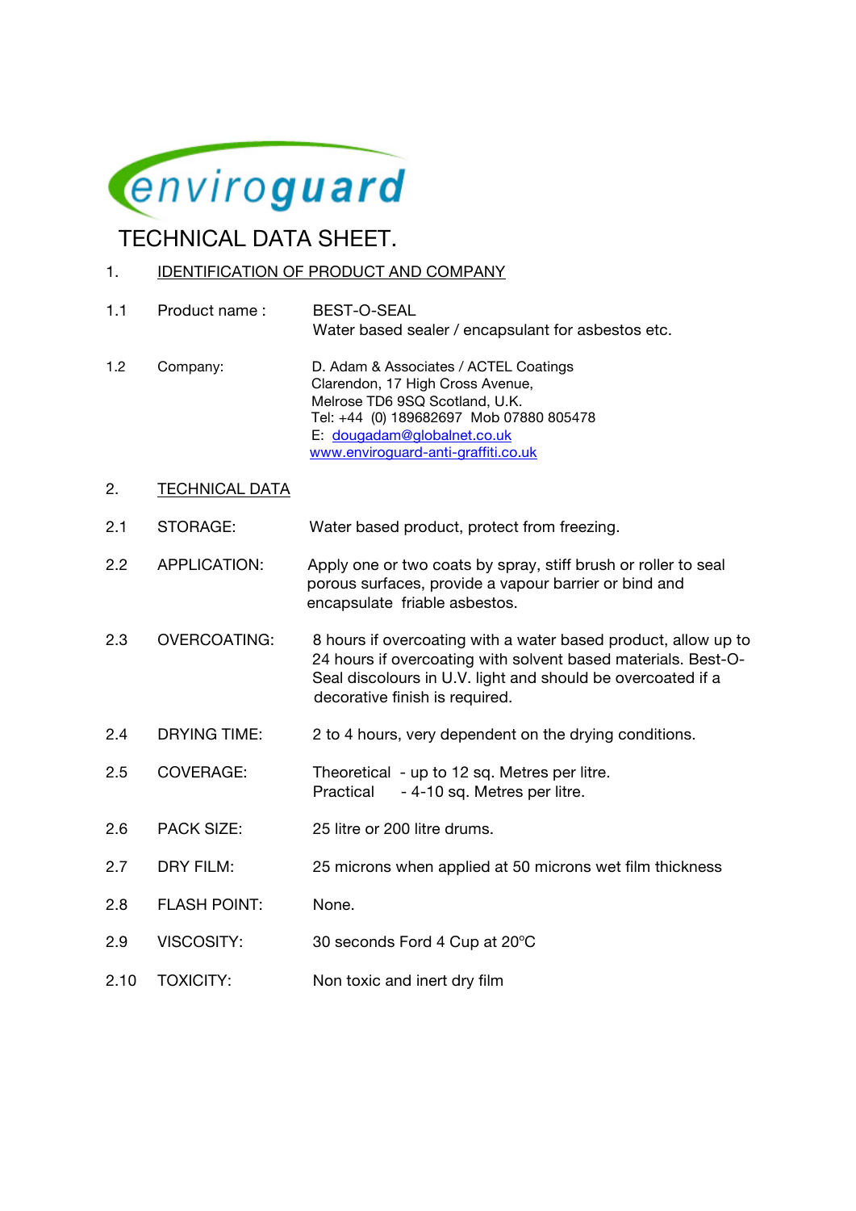enviroguard

# TECHNICAL DATA SHEET.

## 1. IDENTIFICATION OF PRODUCT AND COMPANY

1.1 Product name : BEST-O-SEAL
Water based sealer / encapsulant for asbestos etc.

1.2 Company: D. Adam & Associates / ACTEL Coatings
Clarendon, 17 High Cross Avenue,
Melrose TD6 9SQ Scotland, U.K.
Tel: +44 (0) 189682697 Mob 07880 805478
E: dougadam@globalnet.co.uk
www.enviroguard-anti-graffiti.co.uk

## 2. TECHNICAL DATA

2.1 STORAGE: Water based product, protect from freezing.

2.2 APPLICATION: Apply one or two coats by spray, stiff brush or roller to seal porous surfaces, provide a vapour barrier or bind and encapsulate friable asbestos.

2.3 OVERCOATING: 8 hours if overcoating with a water based product, allow up to 24 hours if overcoating with solvent based materials. Best-O-Seal discolours in U.V. light and should be overcoated if a decorative finish is required.

2.4 DRYING TIME: 2 to 4 hours, very dependent on the drying conditions.

2.5 COVERAGE: Theoretical - up to 12 sq. Metres per litre.
Practical - 4-10 sq. Metres per litre.

2.6 PACK SIZE: 25 litre or 200 litre drums.

2.7 DRY FILM: 25 microns when applied at 50 microns wet film thickness

2.8 FLASH POINT: None.

2.9 VISCOSITY: 30 seconds Ford 4 Cup at 20°C

2.10 TOXICITY: Non toxic and inert dry film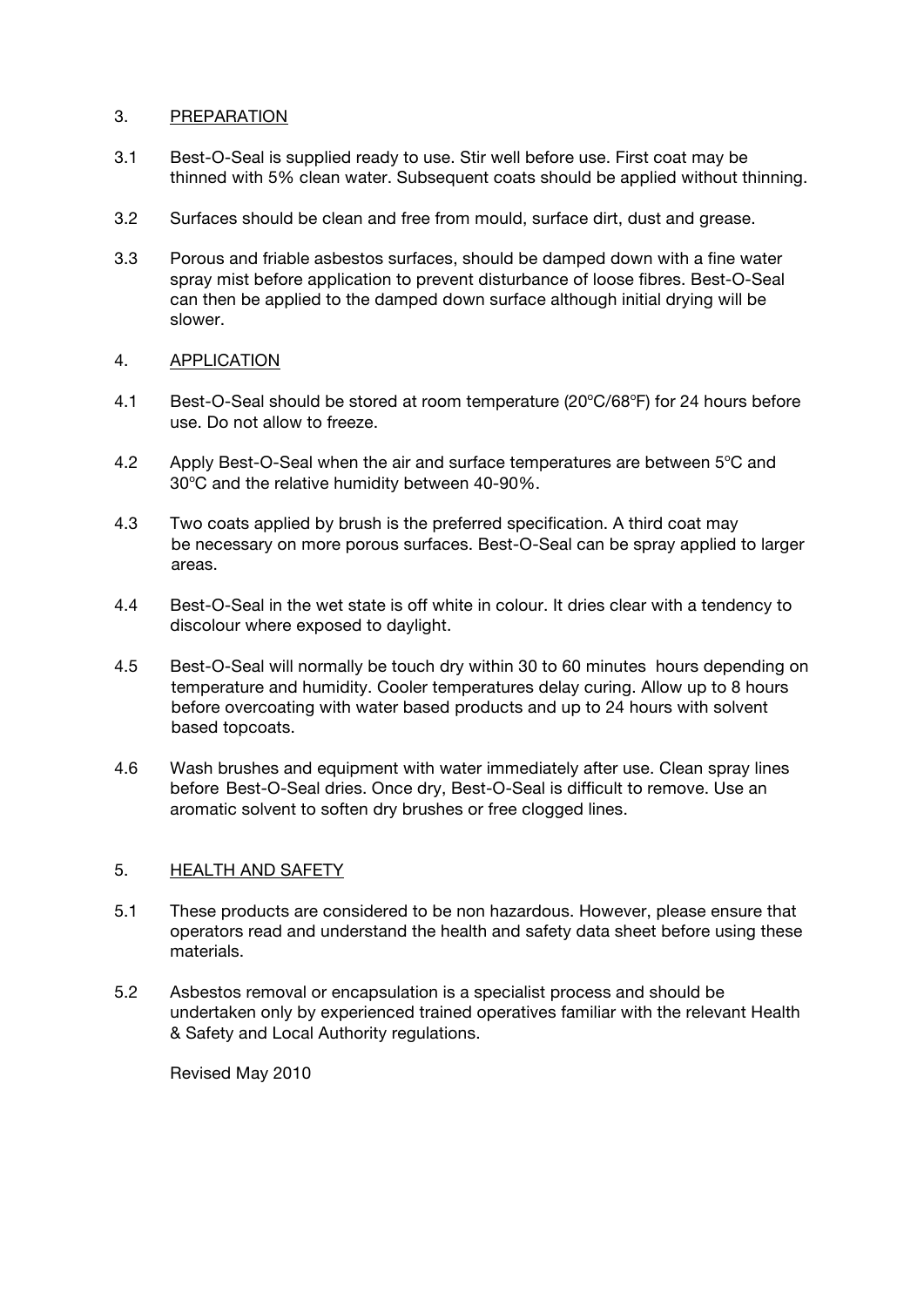## 3. PREPARATION

3.1 Best-O-Seal is supplied ready to use. Stir well before use. First coat may be thinned with 5% clean water. Subsequent coats should be applied without thinning.

3.2 Surfaces should be clean and free from mould, surface dirt, dust and grease.

3.3 Porous and friable asbestos surfaces, should be damped down with a fine water spray mist before application to prevent disturbance of loose fibres. Best-O-Seal can then be applied to the damped down surface although initial drying will be slower.

## 4. APPLICATION

4.1 Best-O-Seal should be stored at room temperature (20°C/68°F) for 24 hours before use. Do not allow to freeze.

4.2 Apply Best-O-Seal when the air and surface temperatures are between 5°C and 30°C and the relative humidity between 40-90%.

4.3 Two coats applied by brush is the preferred specification. A third coat may be necessary on more porous surfaces. Best-O-Seal can be spray applied to larger areas.

4.4 Best-O-Seal in the wet state is off white in colour. It dries clear with a tendency to discolour where exposed to daylight.

4.5 Best-O-Seal will normally be touch dry within 30 to 60 minutes hours depending on temperature and humidity. Cooler temperatures delay curing. Allow up to 8 hours before overcoating with water based products and up to 24 hours with solvent based topcoats.

4.6 Wash brushes and equipment with water immediately after use. Clean spray lines before Best-O-Seal dries. Once dry, Best-O-Seal is difficult to remove. Use an aromatic solvent to soften dry brushes or free clogged lines.

## 5. HEALTH AND SAFETY

5.1 These products are considered to be non hazardous. However, please ensure that operators read and understand the health and safety data sheet before using these materials.

5.2 Asbestos removal or encapsulation is a specialist process and should be undertaken only by experienced trained operatives familiar with the relevant Health & Safety and Local Authority regulations.

Revised May 2010